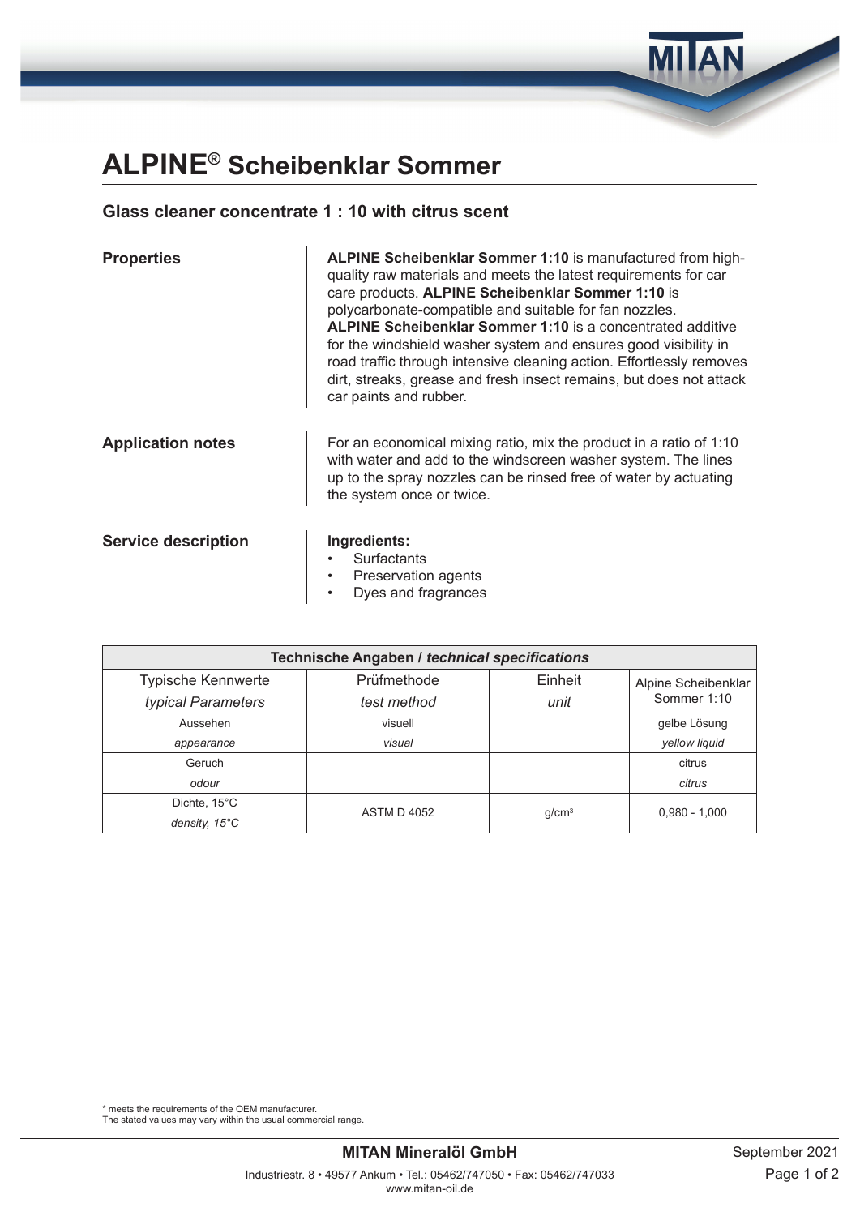# ALPINE® Scheibenklar Sommer

## Glass cleaner concentrate 1 : 10 with citrus scent

### Properties

**ALPINE Scheibenklar Sommer 1:10** is manufactured from high-quality raw materials and meets the latest requirements for car care products. **ALPINE Scheibenklar Sommer 1:10** is polycarbonate-compatible and suitable for fan nozzles.
**ALPINE Scheibenklar Sommer 1:10** is a concentrated additive for the windshield washer system and ensures good visibility in road traffic through intensive cleaning action. Effortlessly removes dirt, streaks, grease and fresh insect remains, but does not attack car paints and rubber.

### Application notes

For an economical mixing ratio, mix the product in a ratio of 1:10 with water and add to the windscreen washer system. The lines up to the spray nozzles can be rinsed free of water by actuating the system once or twice.

### Service description

**Ingredients:**

- Surfactants
- Preservation agents
- Dyes and fragrances

| Technische Angaben / *technical specifications* | | | |
|---|---|---|---|
| Typische Kennwerte *typical Parameters* | Prüfmethode *test method* | Einheit *unit* | Alpine Scheibenklar Sommer 1:10 |
| Aussehen *appearance* | visuell *visual* | | gelbe Lösung *yellow liquid* |
| Geruch *odour* | | | citrus *citrus* |
| Dichte, 15°C *density, 15°C* | ASTM D 4052 | g/cm³ | 0,980 - 1,000 |

\* meets the requirements of the OEM manufacturer.
The stated values may vary within the usual commercial range.

**MITAN Mineralöl GmbH**
Industriestr. 8 • 49577 Ankum • Tel.: 05462/747050 • Fax: 05462/747033
www.mitan-oil.de

September 2021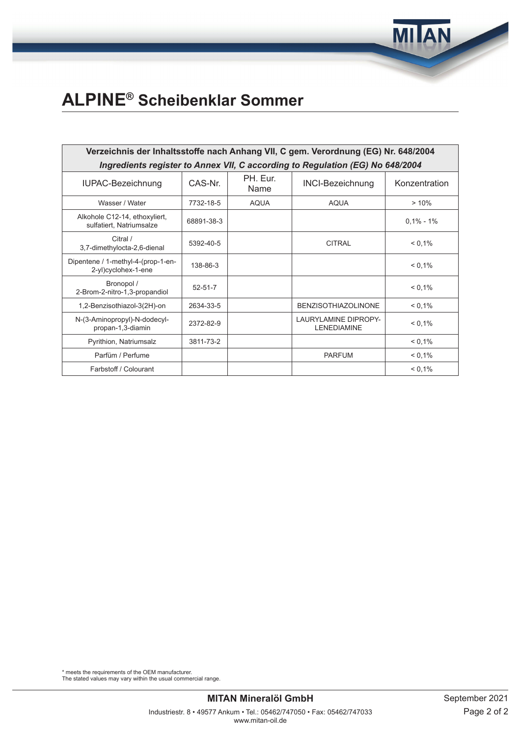# ALPINE® Scheibenklar Sommer

| **Verzeichnis der Inhaltsstoffe nach Anhang VII, C gem. Verordnung (EG) Nr. 648/2004** *Ingredients register to Annex VII, C according to Regulation (EG) No 648/2004* | | | | |
|---|---|---|---|---|
| IUPAC-Bezeichnung | CAS-Nr. | PH. Eur. Name | INCI-Bezeichnung | Konzentration |
| Wasser / Water | 7732-18-5 | AQUA | AQUA | > 10% |
| Alkohole C12-14, ethoxyliert, sulfatiert, Natriumsalze | 68891-38-3 | | | 0,1% - 1% |
| Citral / 3,7-dimethylocta-2,6-dienal | 5392-40-5 | | CITRAL | < 0,1% |
| Dipentene / 1-methyl-4-(prop-1-en-2-yl)cyclohex-1-ene | 138-86-3 | | | < 0,1% |
| Bronopol / 2-Brom-2-nitro-1,3-propandiol | 52-51-7 | | | < 0,1% |
| 1,2-Benzisothiazol-3(2H)-on | 2634-33-5 | | BENZISOTHIAZOLINONE | < 0,1% |
| N-(3-Aminopropyl)-N-dodecyl-propan-1,3-diamin | 2372-82-9 | | LAURYLAMINE DIPROPY-LENEDIAMINE | < 0,1% |
| Pyrithion, Natriumsalz | 3811-73-2 | | | < 0,1% |
| Parfüm / Perfume | | | PARFUM | < 0,1% |
| Farbstoff / Colourant | | | | < 0,1% |

\* meets the requirements of the OEM manufacturer.
The stated values may vary within the usual commercial range.

**MITAN Mineralöl GmbH**

Industriestr. 8 • 49577 Ankum • Tel.: 05462/747050 • Fax: 05462/747033
www.mitan-oil.de

September 2021